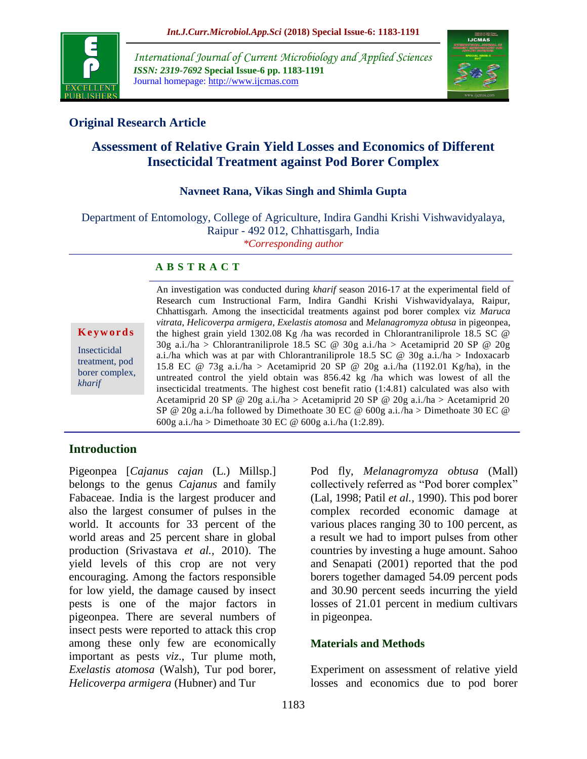Original Research Article

# Assessment of Relative Grain Yield Losses and Economics of Different Insecticidal Treatment against Pod Borer Complex

**Navneet Rana, Vikas Singh and Shimla Gupta**

Department of Entomology, College of Agriculture, Indira Gandhi Krishi Vishwavidyalaya, Raipur - 492 012, Chhattisgarh, India

*\*Corresponding author*

## A B S T R A C T

**Keywords**

Insecticidal treatment, pod borer complex, *kharif*

An investigation was conducted during *kharif* season 2016-17 at the experimental field of Research cum Instructional Farm, Indira Gandhi Krishi Vishwavidyalaya, Raipur, Chhattisgarh. Among the insecticidal treatments against pod borer complex viz *Maruca vitrata, Helicoverpa armigera, Exelastis atomosa* and *Melanagromyza obtusa* in pigeonpea, the highest grain yield 1302.08 Kg /ha was recorded in Chlorantraniliprole 18.5 SC @ 30g a.i./ha > Chlorantraniliprole 18.5 SC @ 30g a.i./ha > Acetamiprid 20 SP @ 20g a.i./ha which was at par with Chlorantraniliprole 18.5 SC @ 30g a.i./ha > Indoxacarb 15.8 EC @ 73g a.i./ha > Acetamiprid 20 SP @ 20g a.i./ha (1192.01 Kg/ha), in the untreated control the yield obtain was 856.42 kg /ha which was lowest of all the insecticidal treatments. The highest cost benefit ratio (1:4.81) calculated was also with Acetamiprid 20 SP @ 20g a.i./ha > Acetamiprid 20 SP @ 20g a.i./ha > Acetamiprid 20 SP @ 20g a.i./ha followed by Dimethoate 30 EC @ 600g a.i./ha > Dimethoate 30 EC @ 600g a.i./ha > Dimethoate 30 EC @ 600g a.i./ha (1:2.89).

## Introduction

Pigeonpea [*Cajanus cajan* (L.) Millsp.] belongs to the genus *Cajanus* and family Fabaceae. India is the largest producer and also the largest consumer of pulses in the world. It accounts for 33 percent of the world areas and 25 percent share in global production (Srivastava *et al.,* 2010). The yield levels of this crop are not very encouraging. Among the factors responsible for low yield, the damage caused by insect pests is one of the major factors in pigeonpea. There are several numbers of insect pests were reported to attack this crop among these only few are economically important as pests *viz*., Tur plume moth, *Exelastis atomosa* (Walsh), Tur pod borer, *Helicoverpa armigera* (Hubner) and Tur Pod fly, *Melanagromyza obtusa* (Mall) collectively referred as "Pod borer complex" (Lal, 1998; Patil *et al.,* 1990). This pod borer complex recorded economic damage at various places ranging 30 to 100 percent, as a result we had to import pulses from other countries by investing a huge amount. Sahoo and Senapati (2001) reported that the pod borers together damaged 54.09 percent pods and 30.90 percent seeds incurring the yield losses of 21.01 percent in medium cultivars in pigeonpea.

## Materials and Methods

Experiment on assessment of relative yield losses and economics due to pod borer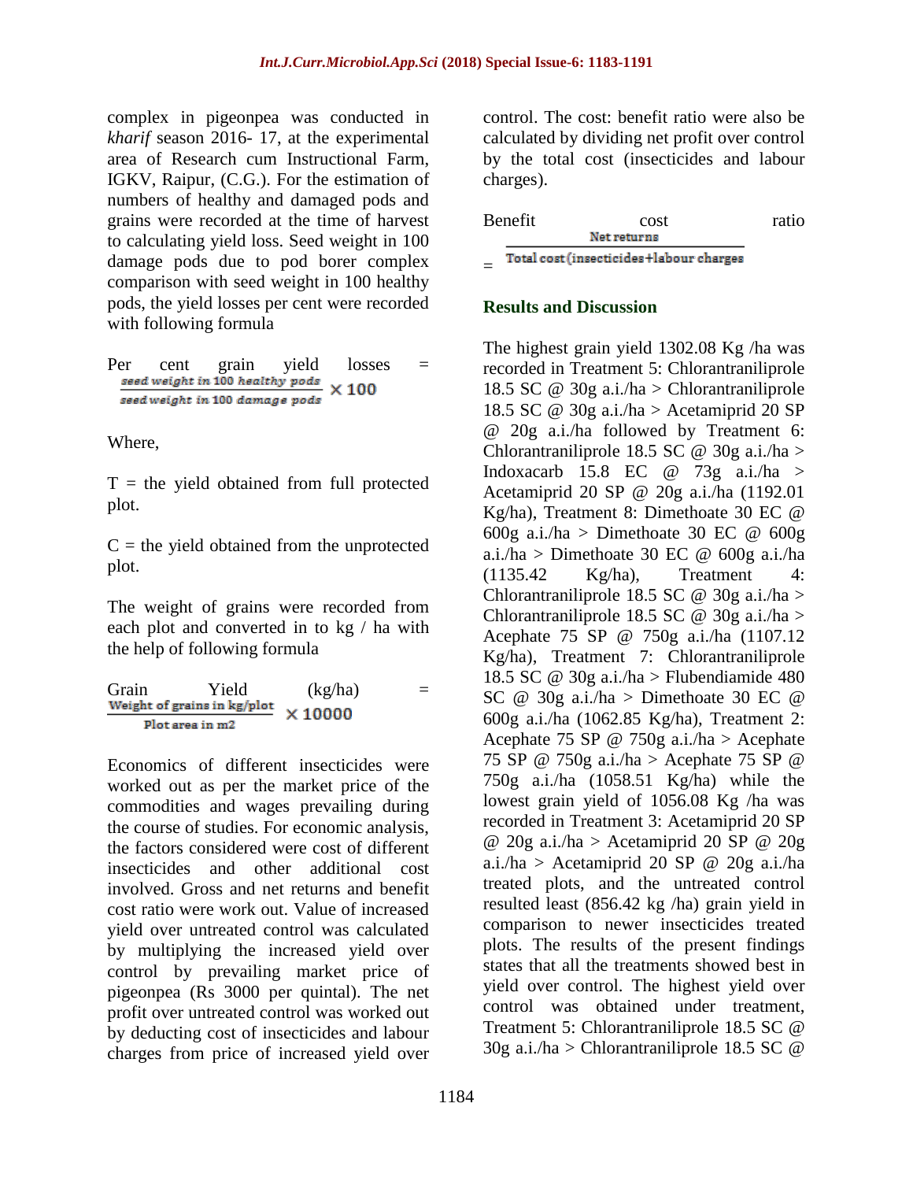complex in pigeonpea was conducted in *kharif* season 2016- 17, at the experimental area of Research cum Instructional Farm, IGKV, Raipur, (C.G.). For the estimation of numbers of healthy and damaged pods and grains were recorded at the time of harvest to calculating yield loss. Seed weight in 100 damage pods due to pod borer complex comparison with seed weight in 100 healthy pods, the yield losses per cent were recorded with following formula

$$\text{Per cent grain yield losses} = \frac{\text{seed weight in 100 healthy pods}}{\text{seed weight in 100 damage pods}} \times 100$$

Where,

T = the yield obtained from full protected plot.

C = the yield obtained from the unprotected plot.

The weight of grains were recorded from each plot and converted in to kg / ha with the help of following formula

$$\text{Grain Yield (kg/ha)} = \frac{\text{Weight of grains in kg/plot}}{\text{Plot area in m2}} \times 10000$$

Economics of different insecticides were worked out as per the market price of the commodities and wages prevailing during the course of studies. For economic analysis, the factors considered were cost of different insecticides and other additional cost involved. Gross and net returns and benefit cost ratio were work out. Value of increased yield over untreated control was calculated by multiplying the increased yield over control by prevailing market price of pigeonpea (Rs 3000 per quintal). The net profit over untreated control was worked out by deducting cost of insecticides and labour charges from price of increased yield over control. The cost: benefit ratio were also be calculated by dividing net profit over control by the total cost (insecticides and labour charges).

$$\text{Benefit cost ratio} = \frac{\text{Net returns}}{\text{Total cost (insecticides+labour charges}}$$

## Results and Discussion

The highest grain yield 1302.08 Kg /ha was recorded in Treatment 5: Chlorantraniliprole 18.5 SC @ 30g a.i./ha > Chlorantraniliprole 18.5 SC @ 30g a.i./ha > Acetamiprid 20 SP @ 20g a.i./ha followed by Treatment 6: Chlorantraniliprole 18.5 SC @ 30g a.i./ha > Indoxacarb 15.8 EC @ 73g a.i./ha > Acetamiprid 20 SP @ 20g a.i./ha (1192.01 Kg/ha), Treatment 8: Dimethoate 30 EC @ 600g a.i./ha > Dimethoate 30 EC @ 600g a.i./ha > Dimethoate 30 EC @ 600g a.i./ha (1135.42 Kg/ha), Treatment 4: Chlorantraniliprole 18.5 SC @ 30g a.i./ha > Chlorantraniliprole 18.5 SC @ 30g a.i./ha > Acephate 75 SP @ 750g a.i./ha (1107.12 Kg/ha), Treatment 7: Chlorantraniliprole 18.5 SC @ 30g a.i./ha > Flubendiamide 480 SC @ 30g a.i./ha > Dimethoate 30 EC @ 600g a.i./ha (1062.85 Kg/ha), Treatment 2: Acephate 75 SP @ 750g a.i./ha > Acephate 75 SP @ 750g a.i./ha > Acephate 75 SP @ 750g a.i./ha (1058.51 Kg/ha) while the lowest grain yield of 1056.08 Kg /ha was recorded in Treatment 3: Acetamiprid 20 SP @ 20g a.i./ha > Acetamiprid 20 SP @ 20g a.i./ha > Acetamiprid 20 SP @ 20g a.i./ha treated plots, and the untreated control resulted least (856.42 kg /ha) grain yield in comparison to newer insecticides treated plots. The results of the present findings states that all the treatments showed best in yield over control. The highest yield over control was obtained under treatment, Treatment 5: Chlorantraniliprole 18.5 SC @ 30g a.i./ha > Chlorantraniliprole 18.5 SC @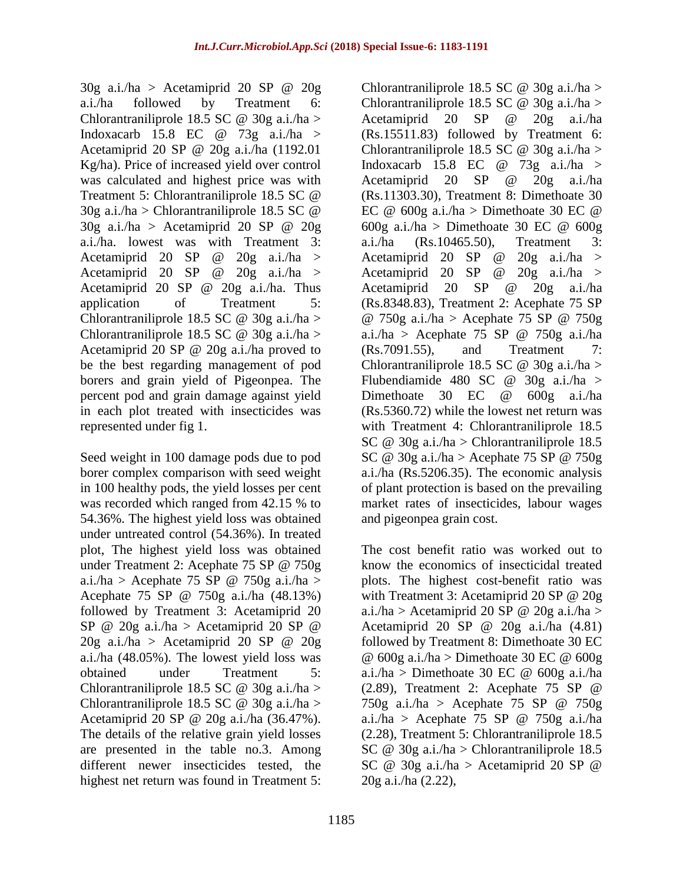30g a.i./ha > Acetamiprid 20 SP @ 20g a.i./ha followed by Treatment 6: Chlorantraniliprole 18.5 SC @ 30g a.i./ha > Indoxacarb 15.8 EC @ 73g a.i./ha > Acetamiprid 20 SP @ 20g a.i./ha (1192.01 Kg/ha). Price of increased yield over control was calculated and highest price was with Treatment 5: Chlorantraniliprole 18.5 SC @ 30g a.i./ha > Chlorantraniliprole 18.5 SC @ 30g a.i./ha > Acetamiprid 20 SP @ 20g a.i./ha. lowest was with Treatment 3: Acetamiprid 20 SP @ 20g a.i./ha > Acetamiprid 20 SP @ 20g a.i./ha > Acetamiprid 20 SP @ 20g a.i./ha. Thus application of Treatment 5: Chlorantraniliprole 18.5 SC @ 30g a.i./ha > Chlorantraniliprole 18.5 SC @ 30g a.i./ha > Acetamiprid 20 SP @ 20g a.i./ha proved to be the best regarding management of pod borers and grain yield of Pigeonpea. The percent pod and grain damage against yield in each plot treated with insecticides was represented under fig 1.

Seed weight in 100 damage pods due to pod borer complex comparison with seed weight in 100 healthy pods, the yield losses per cent was recorded which ranged from 42.15 % to 54.36%. The highest yield loss was obtained under untreated control (54.36%). In treated plot, The highest yield loss was obtained under Treatment 2: Acephate 75 SP @ 750g a.i./ha > Acephate 75 SP @ 750g a.i./ha > Acephate 75 SP @ 750g a.i./ha (48.13%) followed by Treatment 3: Acetamiprid 20 SP @ 20g a.i./ha > Acetamiprid 20 SP @ 20g a.i./ha > Acetamiprid 20 SP @ 20g a.i./ha (48.05%). The lowest yield loss was obtained under Treatment 5: Chlorantraniliprole 18.5 SC @ 30g a.i./ha > Chlorantraniliprole 18.5 SC @ 30g a.i./ha > Acetamiprid 20 SP @ 20g a.i./ha (36.47%). The details of the relative grain yield losses are presented in the table no.3. Among different newer insecticides tested, the highest net return was found in Treatment 5: Chlorantraniliprole 18.5 SC @ 30g a.i./ha > Chlorantraniliprole 18.5 SC @ 30g a.i./ha > Acetamiprid 20 SP @ 20g a.i./ha (Rs.15511.83) followed by Treatment 6: Chlorantraniliprole 18.5 SC @ 30g a.i./ha > Indoxacarb 15.8 EC @ 73g a.i./ha > Acetamiprid 20 SP @ 20g a.i./ha (Rs.11303.30), Treatment 8: Dimethoate 30 EC @ 600g a.i./ha > Dimethoate 30 EC @ 600g a.i./ha > Dimethoate 30 EC @ 600g a.i./ha (Rs.10465.50), Treatment 3: Acetamiprid 20 SP @ 20g a.i./ha > Acetamiprid 20 SP @ 20g a.i./ha > Acetamiprid 20 SP @ 20g a.i./ha (Rs.8348.83), Treatment 2: Acephate 75 SP @ 750g a.i./ha > Acephate 75 SP @ 750g a.i./ha > Acephate 75 SP @ 750g a.i./ha (Rs.7091.55), and Treatment 7: Chlorantraniliprole 18.5 SC @ 30g a.i./ha > Flubendiamide 480 SC @ 30g a.i./ha > Dimethoate 30 EC @ 600g a.i./ha (Rs.5360.72) while the lowest net return was with Treatment 4: Chlorantraniliprole 18.5 SC @ 30g a.i./ha > Chlorantraniliprole 18.5 SC @ 30g a.i./ha > Acephate 75 SP @ 750g a.i./ha (Rs.5206.35). The economic analysis of plant protection is based on the prevailing market rates of insecticides, labour wages and pigeonpea grain cost.

The cost benefit ratio was worked out to know the economics of insecticidal treated plots. The highest cost-benefit ratio was with Treatment 3: Acetamiprid 20 SP @ 20g a.i./ha > Acetamiprid 20 SP @ 20g a.i./ha > Acetamiprid 20 SP @ 20g a.i./ha (4.81) followed by Treatment 8: Dimethoate 30 EC @ 600g a.i./ha > Dimethoate 30 EC @ 600g a.i./ha > Dimethoate 30 EC @ 600g a.i./ha (2.89), Treatment 2: Acephate 75 SP @ 750g a.i./ha > Acephate 75 SP @ 750g a.i./ha > Acephate 75 SP @ 750g a.i./ha (2.28), Treatment 5: Chlorantraniliprole 18.5 SC @ 30g a.i./ha > Chlorantraniliprole 18.5 SC @ 30g a.i./ha > Acetamiprid 20 SP @ 20g a.i./ha (2.22),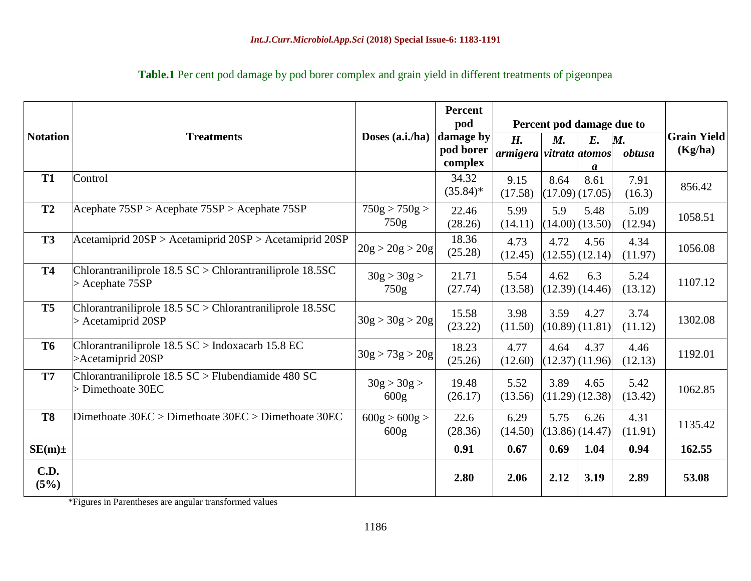**Table.1** Per cent pod damage by pod borer complex and grain yield in different treatments of pigeonpea

| Notation | Treatments | Doses (a.i./ha) | Percent pod damage by pod borer complex | Percent pod damage due to | | | | Grain Yield (Kg/ha) |
|---|---|---|---|---|---|---|---|---|
| | | | | *H. armigera* | *M. vitrata* | *E. atomosa* | *M. obtusa* | |
| **T1** | Control | | 34.32 (35.84)* | 9.15 (17.58) | 8.64 (17.09) | 8.61 (17.05) | 7.91 (16.3) | 856.42 |
| **T2** | Acephate 75SP > Acephate 75SP > Acephate 75SP | 750g > 750g > 750g | 22.46 (28.26) | 5.99 (14.11) | 5.9 (14.00) | 5.48 (13.50) | 5.09 (12.94) | 1058.51 |
| **T3** | Acetamiprid 20SP > Acetamiprid 20SP > Acetamiprid 20SP | 20g > 20g > 20g | 18.36 (25.28) | 4.73 (12.45) | 4.72 (12.55) | 4.56 (12.14) | 4.34 (11.97) | 1056.08 |
| **T4** | Chlorantraniliprole 18.5 SC > Chlorantraniliprole 18.5SC > Acephate 75SP | 30g > 30g > 750g | 21.71 (27.74) | 5.54 (13.58) | 4.62 (12.39) | 6.3 (14.46) | 5.24 (13.12) | 1107.12 |
| **T5** | Chlorantraniliprole 18.5 SC > Chlorantraniliprole 18.5SC > Acetamiprid 20SP | 30g > 30g > 20g | 15.58 (23.22) | 3.98 (11.50) | 3.59 (10.89) | 4.27 (11.81) | 3.74 (11.12) | 1302.08 |
| **T6** | Chlorantraniliprole 18.5 SC > Indoxacarb 15.8 EC >Acetamiprid 20SP | 30g > 73g > 20g | 18.23 (25.26) | 4.77 (12.60) | 4.64 (12.37) | 4.37 (11.96) | 4.46 (12.13) | 1192.01 |
| **T7** | Chlorantraniliprole 18.5 SC > Flubendiamide 480 SC > Dimethoate 30EC | 30g > 30g > 600g | 19.48 (26.17) | 5.52 (13.56) | 3.89 (11.29) | 4.65 (12.38) | 5.42 (13.42) | 1062.85 |
| **T8** | Dimethoate 30EC > Dimethoate 30EC > Dimethoate 30EC | 600g > 600g > 600g | 22.6 (28.36) | 6.29 (14.50) | 5.75 (13.86) | 6.26 (14.47) | 4.31 (11.91) | 1135.42 |
| **SE(m)±** | | | **0.91** | **0.67** | **0.69** | **1.04** | **0.94** | **162.55** |
| **C.D. (5%)** | | | **2.80** | **2.06** | **2.12** | **3.19** | **2.89** | **53.08** |

*Figures in Parentheses are angular transformed values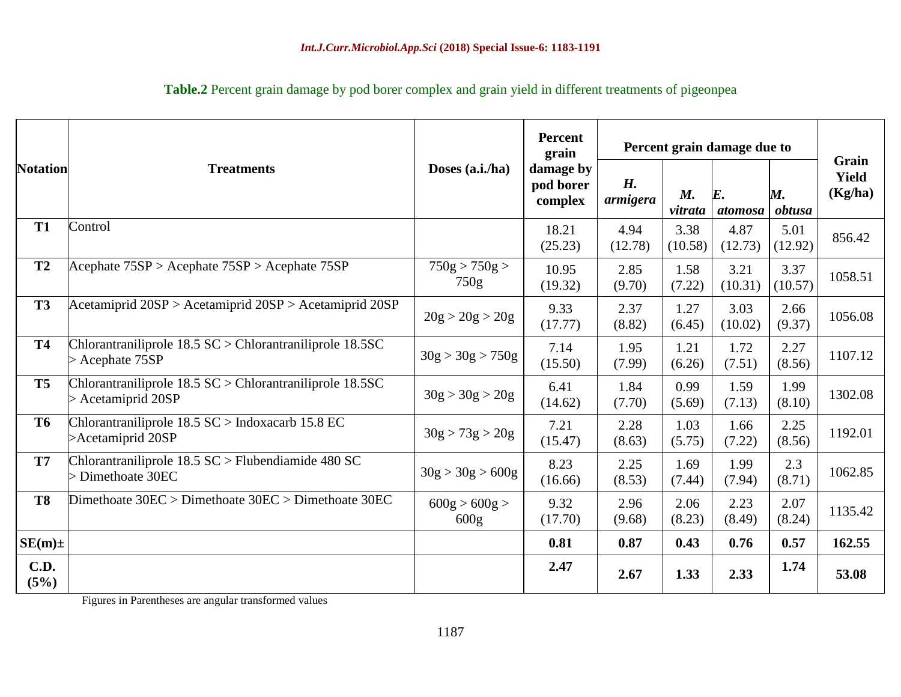**Table.2** Percent grain damage by pod borer complex and grain yield in different treatments of pigeonpea

| Notation | Treatments | Doses (a.i./ha) | Percent grain damage by pod borer complex | Percent grain damage due to | | | | Grain Yield (Kg/ha) |
|---|---|---|---|---|---|---|---|---|
| | | | | *H. armigera* | *M. vitrata* | *E. atomosa* | *M. obtusa* | |
| **T1** | Control | | 18.21 (25.23) | 4.94 (12.78) | 3.38 (10.58) | 4.87 (12.73) | 5.01 (12.92) | 856.42 |
| **T2** | Acephate 75SP > Acephate 75SP > Acephate 75SP | 750g > 750g > 750g | 10.95 (19.32) | 2.85 (9.70) | 1.58 (7.22) | 3.21 (10.31) | 3.37 (10.57) | 1058.51 |
| **T3** | Acetamiprid 20SP > Acetamiprid 20SP > Acetamiprid 20SP | 20g > 20g > 20g | 9.33 (17.77) | 2.37 (8.82) | 1.27 (6.45) | 3.03 (10.02) | 2.66 (9.37) | 1056.08 |
| **T4** | Chlorantraniliprole 18.5 SC > Chlorantraniliprole 18.5SC > Acephate 75SP | 30g > 30g > 750g | 7.14 (15.50) | 1.95 (7.99) | 1.21 (6.26) | 1.72 (7.51) | 2.27 (8.56) | 1107.12 |
| **T5** | Chlorantraniliprole 18.5 SC > Chlorantraniliprole 18.5SC > Acetamiprid 20SP | 30g > 30g > 20g | 6.41 (14.62) | 1.84 (7.70) | 0.99 (5.69) | 1.59 (7.13) | 1.99 (8.10) | 1302.08 |
| **T6** | Chlorantraniliprole 18.5 SC > Indoxacarb 15.8 EC >Acetamiprid 20SP | 30g > 73g > 20g | 7.21 (15.47) | 2.28 (8.63) | 1.03 (5.75) | 1.66 (7.22) | 2.25 (8.56) | 1192.01 |
| **T7** | Chlorantraniliprole 18.5 SC > Flubendiamide 480 SC > Dimethoate 30EC | 30g > 30g > 600g | 8.23 (16.66) | 2.25 (8.53) | 1.69 (7.44) | 1.99 (7.94) | 2.3 (8.71) | 1062.85 |
| **T8** | Dimethoate 30EC > Dimethoate 30EC > Dimethoate 30EC | 600g > 600g > 600g | 9.32 (17.70) | 2.96 (9.68) | 2.06 (8.23) | 2.23 (8.49) | 2.07 (8.24) | 1135.42 |
| **SE(m)±** | | | **0.81** | **0.87** | **0.43** | **0.76** | **0.57** | **162.55** |
| **C.D. (5%)** | | | **2.47** | **2.67** | **1.33** | **2.33** | **1.74** | **53.08** |

Figures in Parentheses are angular transformed values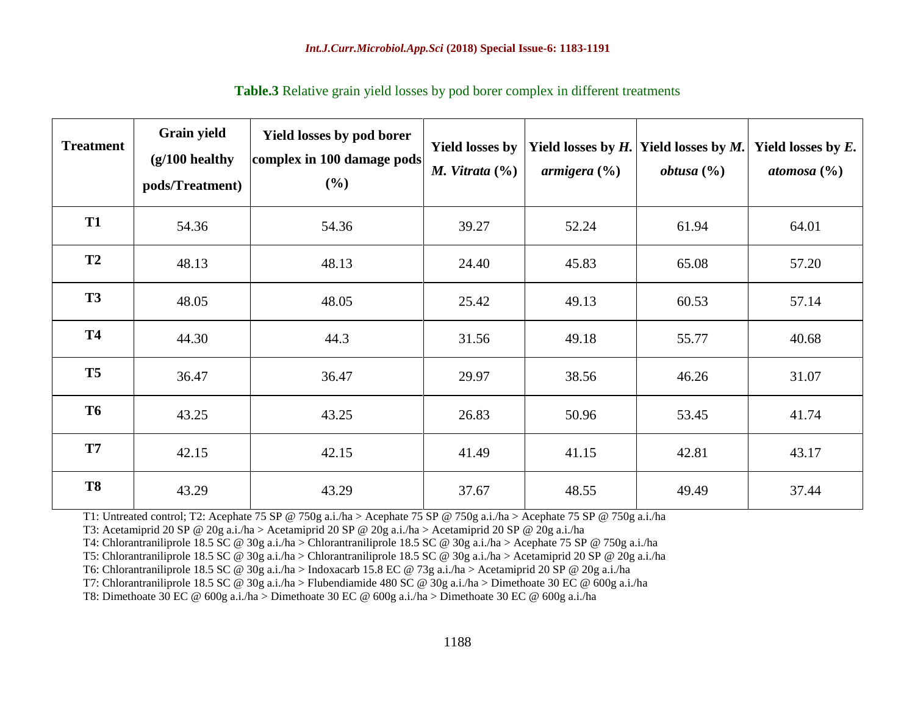**Table.3** Relative grain yield losses by pod borer complex in different treatments

| Treatment | Grain yield (g/100 healthy pods/Treatment) | Yield losses by pod borer complex in 100 damage pods (%) | Yield losses by *M. Vitrata* (%) | Yield losses by *H. armigera* (%) | Yield losses by *M. obtusa* (%) | Yield losses by *E. atomosa* (%) |
|---|---|---|---|---|---|---|
| **T1** | 54.36 | 54.36 | 39.27 | 52.24 | 61.94 | 64.01 |
| **T2** | 48.13 | 48.13 | 24.40 | 45.83 | 65.08 | 57.20 |
| **T3** | 48.05 | 48.05 | 25.42 | 49.13 | 60.53 | 57.14 |
| **T4** | 44.30 | 44.3 | 31.56 | 49.18 | 55.77 | 40.68 |
| **T5** | 36.47 | 36.47 | 29.97 | 38.56 | 46.26 | 31.07 |
| **T6** | 43.25 | 43.25 | 26.83 | 50.96 | 53.45 | 41.74 |
| **T7** | 42.15 | 42.15 | 41.49 | 41.15 | 42.81 | 43.17 |
| **T8** | 43.29 | 43.29 | 37.67 | 48.55 | 49.49 | 37.44 |

T1: Untreated control; T2: Acephate 75 SP @ 750g a.i./ha > Acephate 75 SP @ 750g a.i./ha > Acephate 75 SP @ 750g a.i./ha
T3: Acetamiprid 20 SP @ 20g a.i./ha > Acetamiprid 20 SP @ 20g a.i./ha > Acetamiprid 20 SP @ 20g a.i./ha
T4: Chlorantraniliprole 18.5 SC @ 30g a.i./ha > Chlorantraniliprole 18.5 SC @ 30g a.i./ha > Acephate 75 SP @ 750g a.i./ha
T5: Chlorantraniliprole 18.5 SC @ 30g a.i./ha > Chlorantraniliprole 18.5 SC @ 30g a.i./ha > Acetamiprid 20 SP @ 20g a.i./ha
T6: Chlorantraniliprole 18.5 SC @ 30g a.i./ha > Indoxacarb 15.8 EC @ 73g a.i./ha > Acetamiprid 20 SP @ 20g a.i./ha
T7: Chlorantraniliprole 18.5 SC @ 30g a.i./ha > Flubendiamide 480 SC @ 30g a.i./ha > Dimethoate 30 EC @ 600g a.i./ha
T8: Dimethoate 30 EC @ 600g a.i./ha > Dimethoate 30 EC @ 600g a.i./ha > Dimethoate 30 EC @ 600g a.i./ha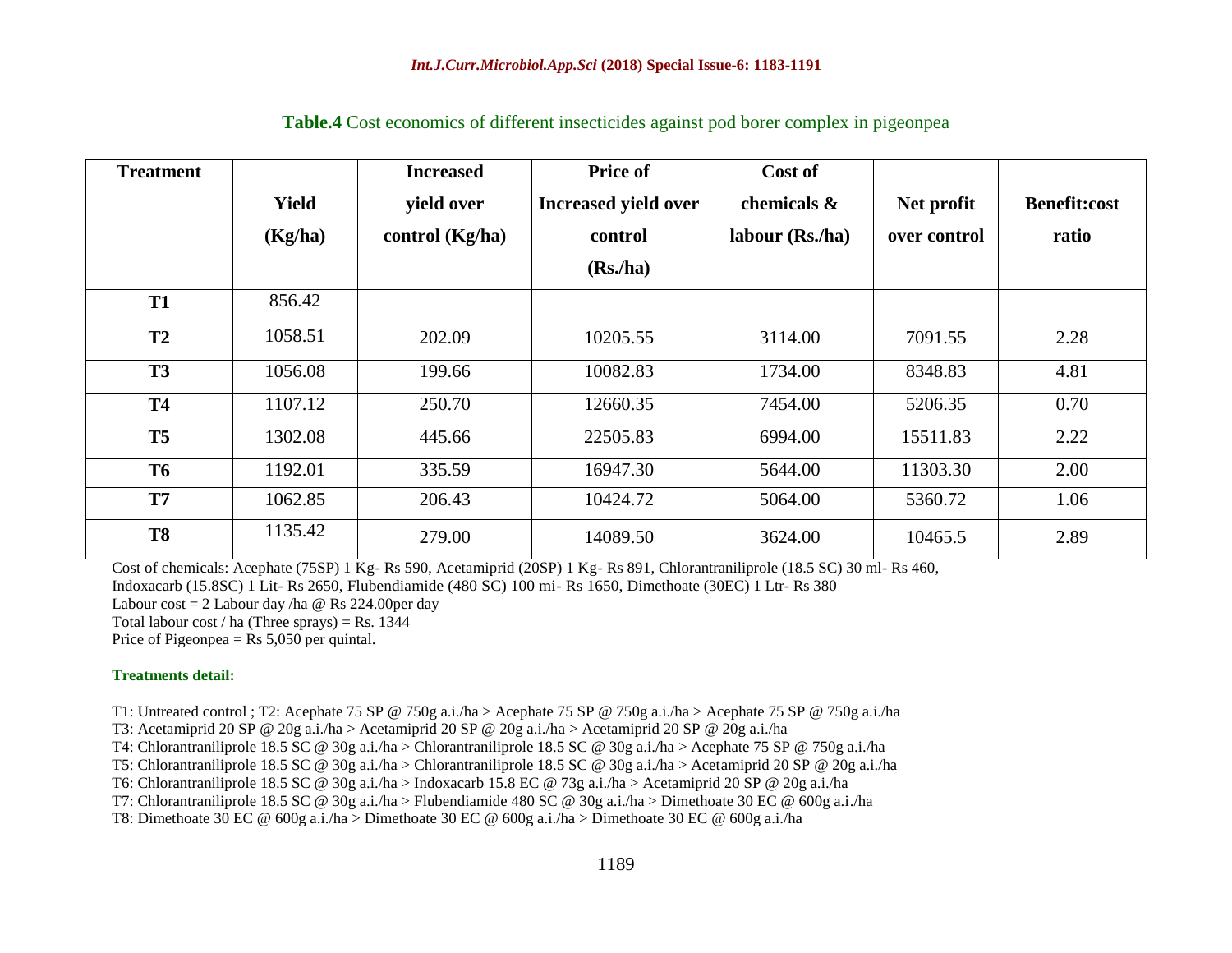**Table.4** Cost economics of different insecticides against pod borer complex in pigeonpea

| Treatment | Yield (Kg/ha) | Increased yield over control (Kg/ha) | Price of Increased yield over control (Rs./ha) | Cost of chemicals & labour (Rs./ha) | Net profit over control | Benefit:cost ratio |
|---|---|---|---|---|---|---|
| T1 | 856.42 | | | | | |
| T2 | 1058.51 | 202.09 | 10205.55 | 3114.00 | 7091.55 | 2.28 |
| T3 | 1056.08 | 199.66 | 10082.83 | 1734.00 | 8348.83 | 4.81 |
| T4 | 1107.12 | 250.70 | 12660.35 | 7454.00 | 5206.35 | 0.70 |
| T5 | 1302.08 | 445.66 | 22505.83 | 6994.00 | 15511.83 | 2.22 |
| T6 | 1192.01 | 335.59 | 16947.30 | 5644.00 | 11303.30 | 2.00 |
| T7 | 1062.85 | 206.43 | 10424.72 | 5064.00 | 5360.72 | 1.06 |
| T8 | 1135.42 | 279.00 | 14089.50 | 3624.00 | 10465.5 | 2.89 |

Cost of chemicals: Acephate (75SP) 1 Kg- Rs 590, Acetamiprid (20SP) 1 Kg- Rs 891, Chlorantraniliprole (18.5 SC) 30 ml- Rs 460, Indoxacarb (15.8SC) 1 Lit- Rs 2650, Flubendiamide (480 SC) 100 mi- Rs 1650, Dimethoate (30EC) 1 Ltr- Rs 380
Labour cost = 2 Labour day /ha @ Rs 224.00per day
Total labour cost / ha (Three sprays) = Rs. 1344
Price of Pigeonpea = Rs 5,050 per quintal.

**Treatments detail:**

T1: Untreated control ; T2: Acephate 75 SP @ 750g a.i./ha > Acephate 75 SP @ 750g a.i./ha > Acephate 75 SP @ 750g a.i./ha
T3: Acetamiprid 20 SP @ 20g a.i./ha > Acetamiprid 20 SP @ 20g a.i./ha > Acetamiprid 20 SP @ 20g a.i./ha
T4: Chlorantraniliprole 18.5 SC @ 30g a.i./ha > Chlorantraniliprole 18.5 SC @ 30g a.i./ha > Acephate 75 SP @ 750g a.i./ha
T5: Chlorantraniliprole 18.5 SC @ 30g a.i./ha > Chlorantraniliprole 18.5 SC @ 30g a.i./ha > Acetamiprid 20 SP @ 20g a.i./ha
T6: Chlorantraniliprole 18.5 SC @ 30g a.i./ha > Indoxacarb 15.8 EC @ 73g a.i./ha > Acetamiprid 20 SP @ 20g a.i./ha
T7: Chlorantraniliprole 18.5 SC @ 30g a.i./ha > Flubendiamide 480 SC @ 30g a.i./ha > Dimethoate 30 EC @ 600g a.i./ha
T8: Dimethoate 30 EC @ 600g a.i./ha > Dimethoate 30 EC @ 600g a.i./ha > Dimethoate 30 EC @ 600g a.i./ha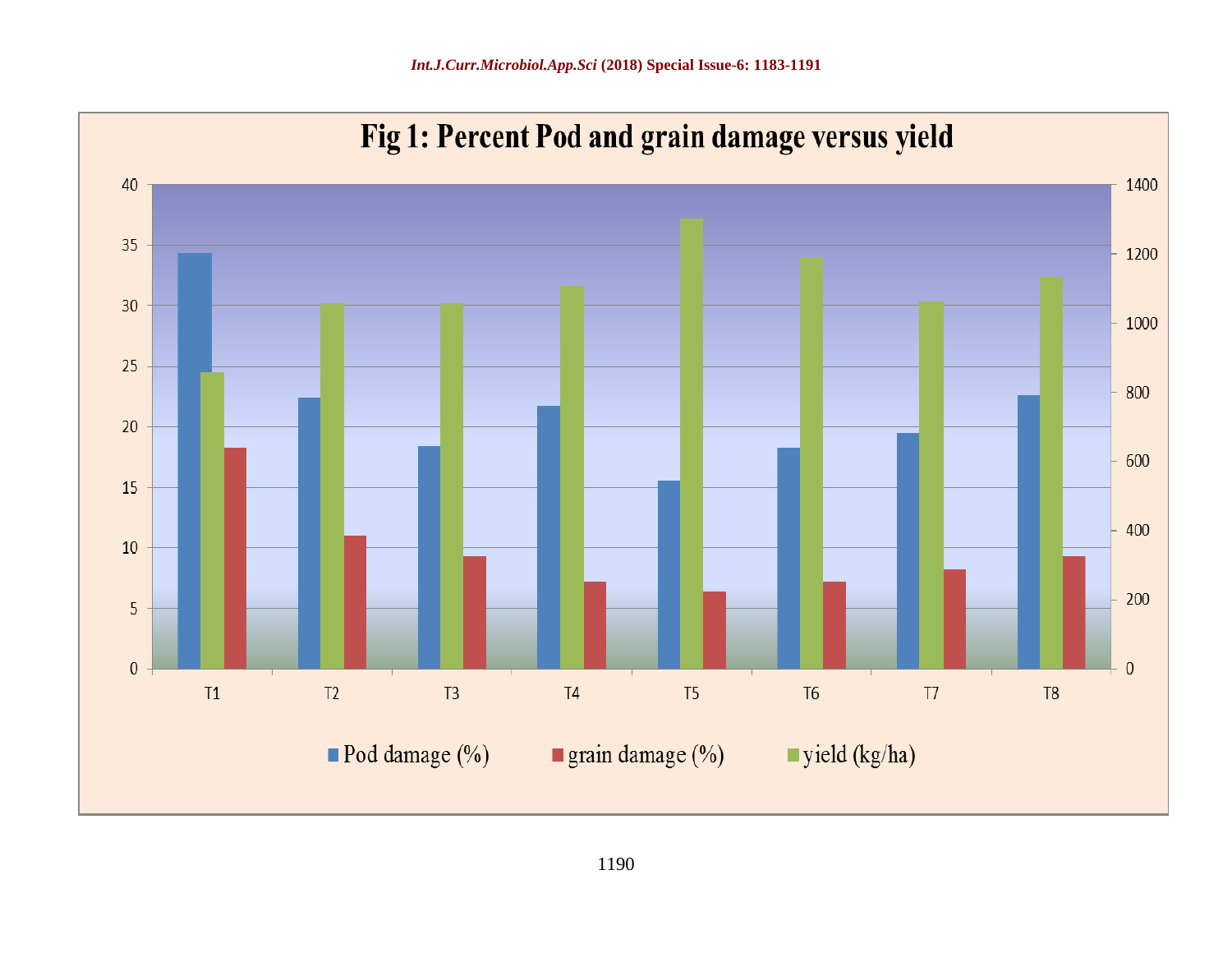**Fig 1: Percent Pod and grain damage versus yield**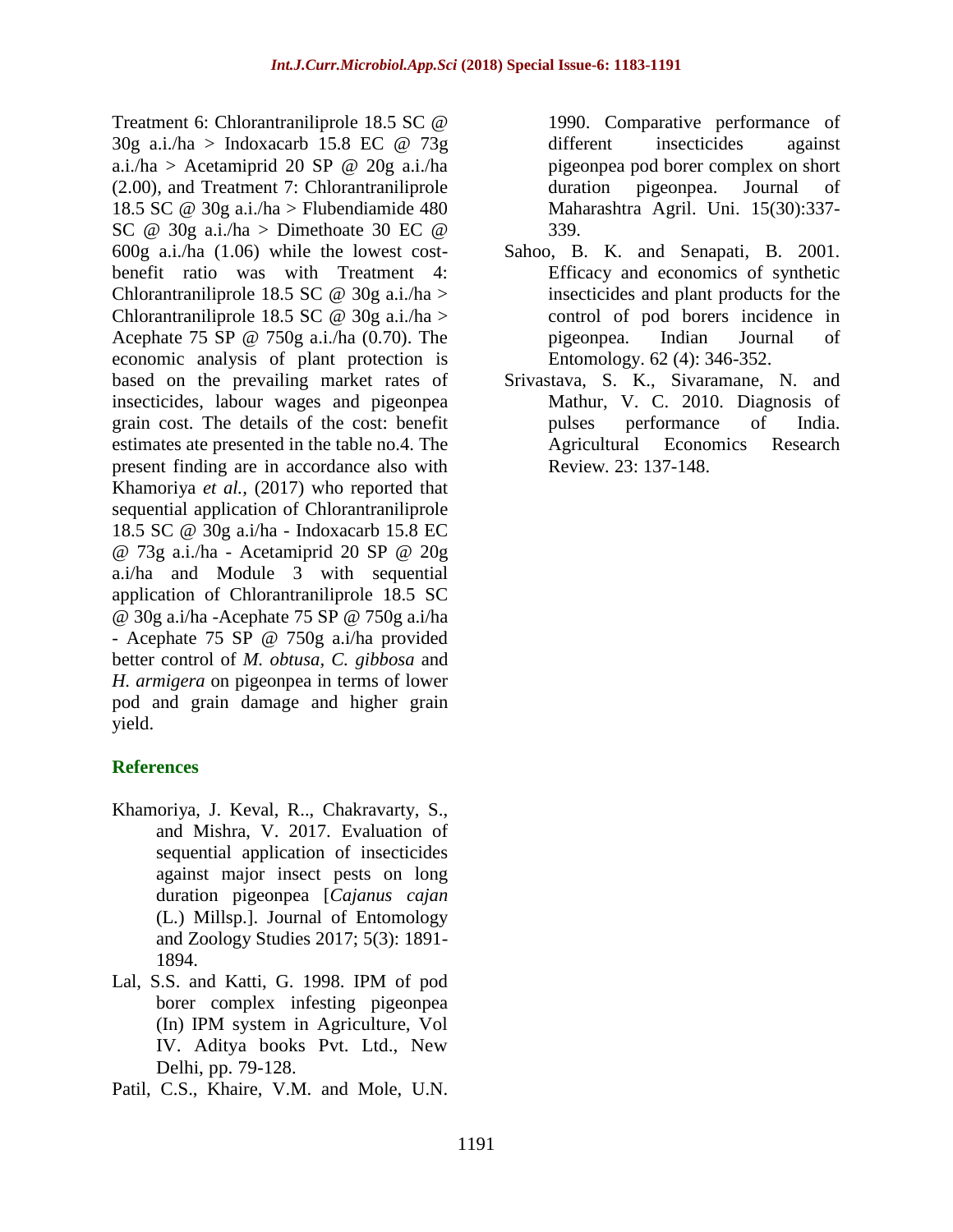Treatment 6: Chlorantraniliprole 18.5 SC @ 30g a.i./ha > Indoxacarb 15.8 EC @ 73g a.i./ha > Acetamiprid 20 SP @ 20g a.i./ha (2.00), and Treatment 7: Chlorantraniliprole 18.5 SC @ 30g a.i./ha > Flubendiamide 480 SC @ 30g a.i./ha > Dimethoate 30 EC @ 600g a.i./ha (1.06) while the lowest cost-benefit ratio was with Treatment 4: Chlorantraniliprole 18.5 SC @ 30g a.i./ha > Chlorantraniliprole 18.5 SC @ 30g a.i./ha > Acephate 75 SP @ 750g a.i./ha (0.70). The economic analysis of plant protection is based on the prevailing market rates of insecticides, labour wages and pigeonpea grain cost. The details of the cost: benefit estimates ate presented in the table no.4. The present finding are in accordance also with Khamoriya *et al.*, (2017) who reported that sequential application of Chlorantraniliprole 18.5 SC @ 30g a.i/ha - Indoxacarb 15.8 EC @ 73g a.i./ha - Acetamiprid 20 SP @ 20g a.i/ha and Module 3 with sequential application of Chlorantraniliprole 18.5 SC @ 30g a.i/ha -Acephate 75 SP @ 750g a.i/ha - Acephate 75 SP @ 750g a.i/ha provided better control of *M. obtusa*, *C. gibbosa* and *H. armigera* on pigeonpea in terms of lower pod and grain damage and higher grain yield.

## References

Khamoriya, J. Keval, R.., Chakravarty, S., and Mishra, V. 2017. Evaluation of sequential application of insecticides against major insect pests on long duration pigeonpea [*Cajanus cajan* (L.) Millsp.]. Journal of Entomology and Zoology Studies 2017; 5(3): 1891-1894.

Lal, S.S. and Katti, G. 1998. IPM of pod borer complex infesting pigeonpea (In) IPM system in Agriculture, Vol IV. Aditya books Pvt. Ltd., New Delhi, pp. 79-128.

Patil, C.S., Khaire, V.M. and Mole, U.N. 1990. Comparative performance of different insecticides against pigeonpea pod borer complex on short duration pigeonpea. Journal of Maharashtra Agril. Uni. 15(30):337-339.

Sahoo, B. K. and Senapati, B. 2001. Efficacy and economics of synthetic insecticides and plant products for the control of pod borers incidence in pigeonpea. Indian Journal of Entomology. 62 (4): 346-352.

Srivastava, S. K., Sivaramane, N. and Mathur, V. C. 2010. Diagnosis of pulses performance of India. Agricultural Economics Research Review. 23: 137-148.